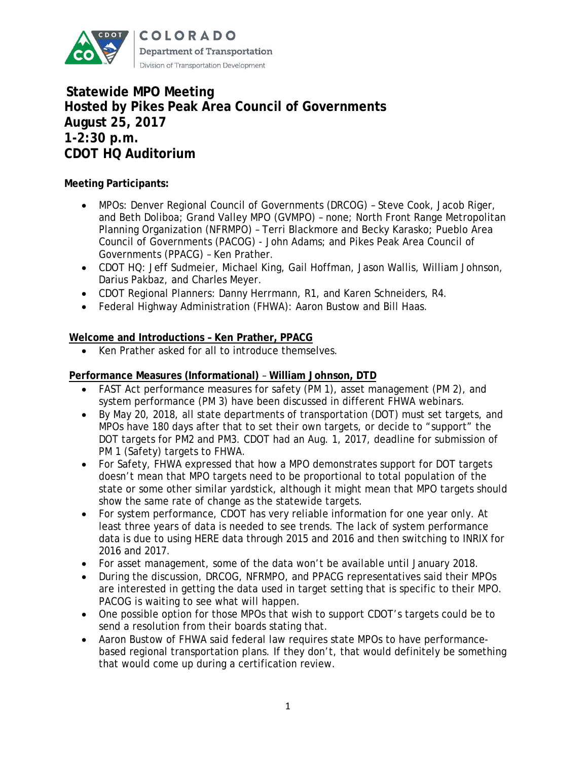# Statewide MPO Meeting
## Hosted by Pikes Peak Area Council of Governments
## August 25, 2017
## 1-2:30 p.m.
## CDOT HQ Auditorium

**Meeting Participants:**

- MPOs: Denver Regional Council of Governments (DRCOG) – Steve Cook, Jacob Riger, and Beth Doliboa; Grand Valley MPO (GVMPO) – none; North Front Range Metropolitan Planning Organization (NFRMPO) – Terri Blackmore and Becky Karasko; Pueblo Area Council of Governments (PACOG) - John Adams; and Pikes Peak Area Council of Governments (PPACG) – Ken Prather.
- CDOT HQ: Jeff Sudmeier, Michael King, Gail Hoffman, Jason Wallis, William Johnson, Darius Pakbaz, and Charles Meyer.
- CDOT Regional Planners: Danny Herrmann, R1, and Karen Schneiders, R4.
- Federal Highway Administration (FHWA): Aaron Bustow and Bill Haas.

**Welcome and Introductions – Ken Prather, PPACG**

- Ken Prather asked for all to introduce themselves.

**Performance Measures (Informational) – William Johnson, DTD**

- FAST Act performance measures for safety (PM 1), asset management (PM 2), and system performance (PM 3) have been discussed in different FHWA webinars.
- By May 20, 2018, all state departments of transportation (DOT) must set targets, and MPOs have 180 days after that to set their own targets, or decide to "support" the DOT targets for PM2 and PM3. CDOT had an Aug. 1, 2017, deadline for submission of PM 1 (Safety) targets to FHWA.
- For Safety, FHWA expressed that how a MPO demonstrates support for DOT targets doesn't mean that MPO targets need to be proportional to total population of the state or some other similar yardstick, although it might mean that MPO targets should show the same rate of change as the statewide targets.
- For system performance, CDOT has very reliable information for one year only. At least three years of data is needed to see trends. The lack of system performance data is due to using HERE data through 2015 and 2016 and then switching to INRIX for 2016 and 2017.
- For asset management, some of the data won't be available until January 2018.
- During the discussion, DRCOG, NFRMPO, and PPACG representatives said their MPOs are interested in getting the data used in target setting that is specific to their MPO. PACOG is waiting to see what will happen.
- One possible option for those MPOs that wish to support CDOT's targets could be to send a resolution from their boards stating that.
- Aaron Bustow of FHWA said federal law requires state MPOs to have performance-based regional transportation plans. If they don't, that would definitely be something that would come up during a certification review.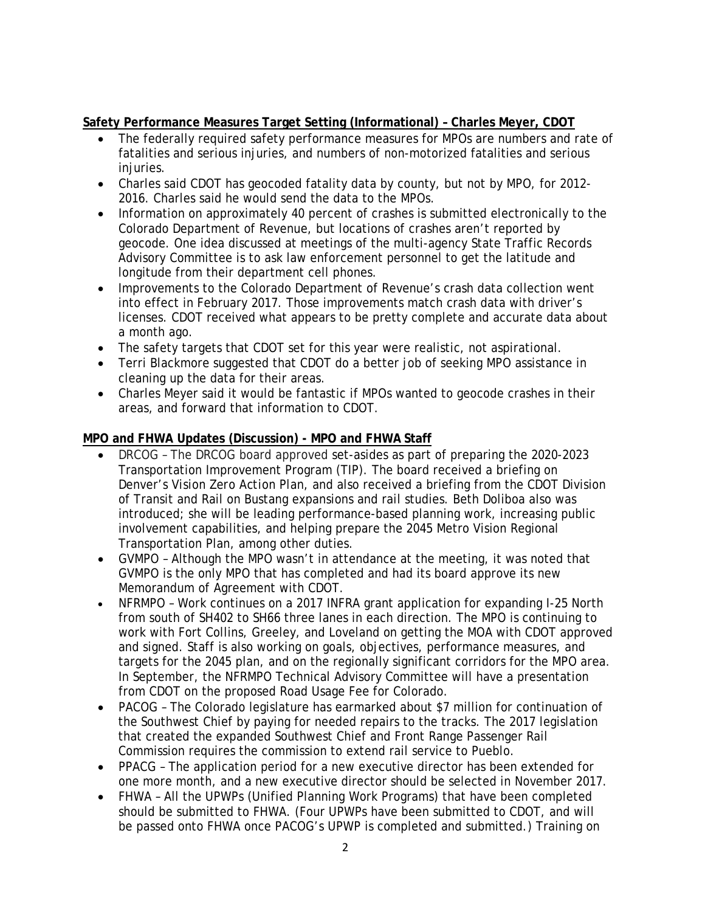**Safety Performance Measures Target Setting (Informational) – Charles Meyer, CDOT**

- The federally required safety performance measures for MPOs are numbers and rate of fatalities and serious injuries, and numbers of non-motorized fatalities and serious injuries.
- Charles said CDOT has geocoded fatality data by county, but not by MPO, for 2012-2016. Charles said he would send the data to the MPOs.
- Information on approximately 40 percent of crashes is submitted electronically to the Colorado Department of Revenue, but locations of crashes aren't reported by geocode. One idea discussed at meetings of the multi-agency State Traffic Records Advisory Committee is to ask law enforcement personnel to get the latitude and longitude from their department cell phones.
- Improvements to the Colorado Department of Revenue's crash data collection went into effect in February 2017. Those improvements match crash data with driver's licenses. CDOT received what appears to be pretty complete and accurate data about a month ago.
- The safety targets that CDOT set for this year were realistic, not aspirational.
- Terri Blackmore suggested that CDOT do a better job of seeking MPO assistance in cleaning up the data for their areas.
- Charles Meyer said it would be fantastic if MPOs wanted to geocode crashes in their areas, and forward that information to CDOT.

**MPO and FHWA Updates (Discussion) - MPO and FHWA Staff**

- DRCOG – The DRCOG board approved set-asides as part of preparing the 2020-2023 Transportation Improvement Program (TIP). The board received a briefing on Denver's Vision Zero Action Plan, and also received a briefing from the CDOT Division of Transit and Rail on Bustang expansions and rail studies. Beth Doliboa also was introduced; she will be leading performance-based planning work, increasing public involvement capabilities, and helping prepare the 2045 Metro Vision Regional Transportation Plan, among other duties.
- GVMPO – Although the MPO wasn't in attendance at the meeting, it was noted that GVMPO is the only MPO that has completed and had its board approve its new Memorandum of Agreement with CDOT.
- NFRMPO – Work continues on a 2017 INFRA grant application for expanding I-25 North from south of SH402 to SH66 three lanes in each direction. The MPO is continuing to work with Fort Collins, Greeley, and Loveland on getting the MOA with CDOT approved and signed. Staff is also working on goals, objectives, performance measures, and targets for the 2045 plan, and on the regionally significant corridors for the MPO area. In September, the NFRMPO Technical Advisory Committee will have a presentation from CDOT on the proposed Road Usage Fee for Colorado.
- PACOG – The Colorado legislature has earmarked about $7 million for continuation of the Southwest Chief by paying for needed repairs to the tracks. The 2017 legislation that created the expanded Southwest Chief and Front Range Passenger Rail Commission requires the commission to extend rail service to Pueblo.
- PPACG – The application period for a new executive director has been extended for one more month, and a new executive director should be selected in November 2017.
- FHWA – All the UPWPs (Unified Planning Work Programs) that have been completed should be submitted to FHWA. (Four UPWPs have been submitted to CDOT, and will be passed onto FHWA once PACOG's UPWP is completed and submitted.) Training on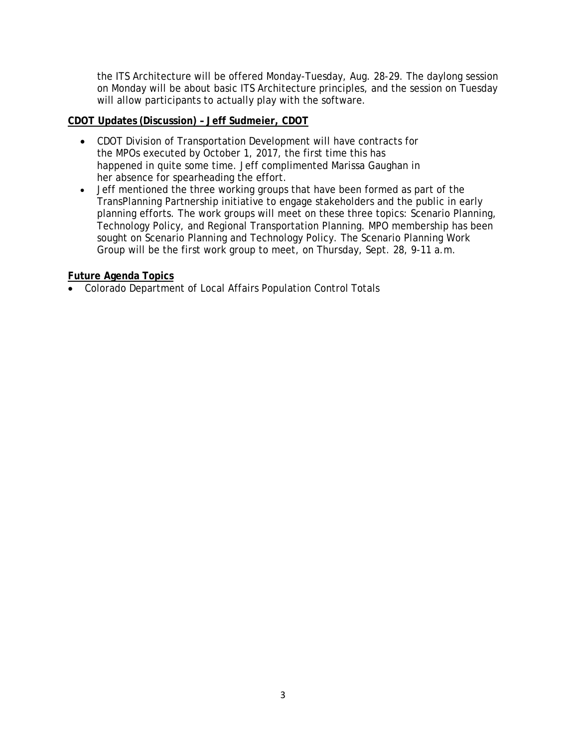the ITS Architecture will be offered Monday-Tuesday, Aug. 28-29. The daylong session on Monday will be about basic ITS Architecture principles, and the session on Tuesday will allow participants to actually play with the software.

**CDOT Updates (Discussion) – Jeff Sudmeier, CDOT**

- CDOT Division of Transportation Development will have contracts for the MPOs executed by October 1, 2017, the first time this has happened in quite some time. Jeff complimented Marissa Gaughan in her absence for spearheading the effort.
- Jeff mentioned the three working groups that have been formed as part of the TransPlanning Partnership initiative to engage stakeholders and the public in early planning efforts. The work groups will meet on these three topics: Scenario Planning, Technology Policy, and Regional Transportation Planning. MPO membership has been sought on Scenario Planning and Technology Policy. The Scenario Planning Work Group will be the first work group to meet, on Thursday, Sept. 28, 9-11 a.m.

**Future Agenda Topics**

- Colorado Department of Local Affairs Population Control Totals